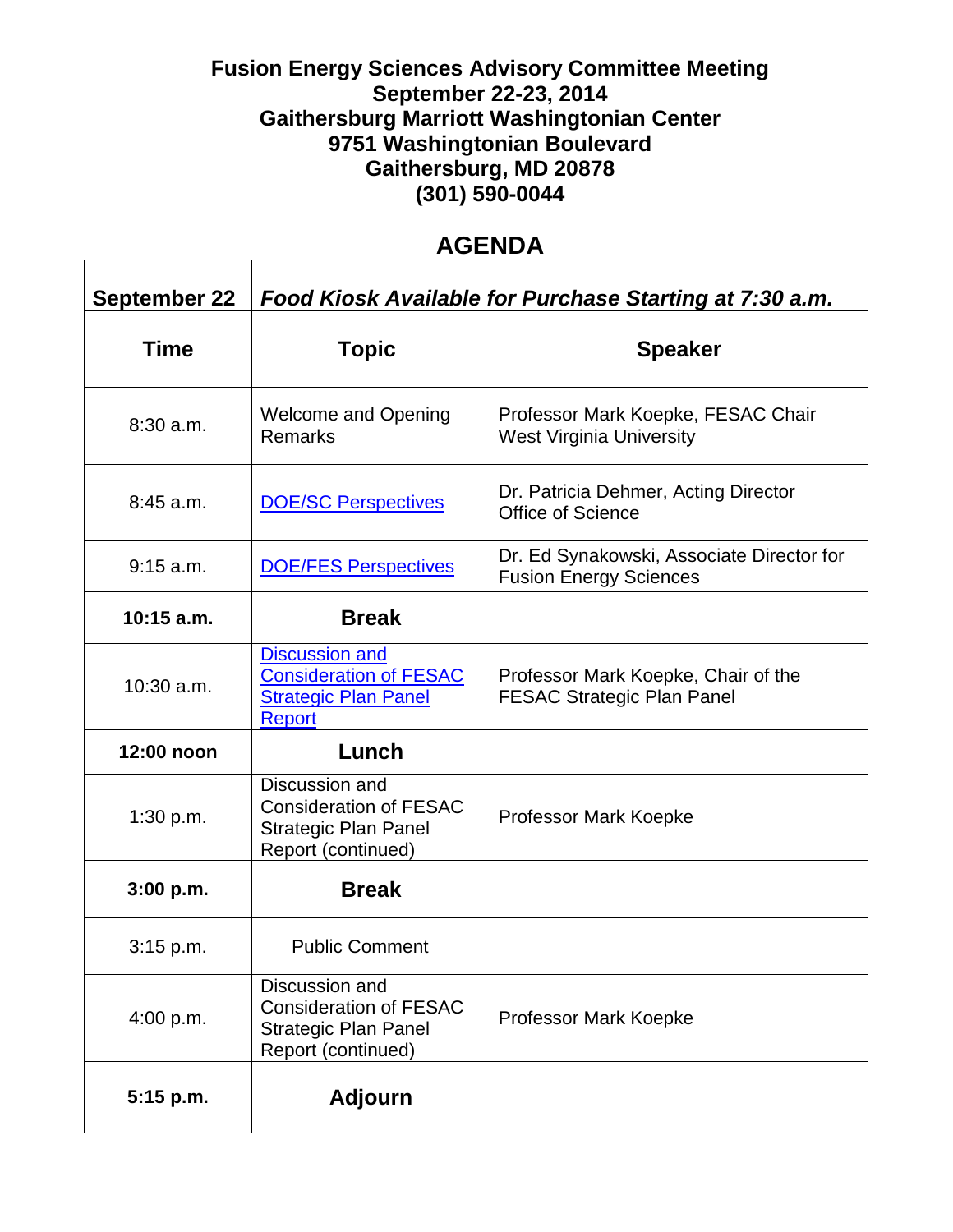**Fusion Energy Sciences Advisory Committee Meeting**
**September 22-23, 2014**
**Gaithersburg Marriott Washingtonian Center**
**9751 Washingtonian Boulevard**
**Gaithersburg, MD 20878**
**(301) 590-0044**

## AGENDA

| **September 22** | ***Food Kiosk Available for Purchase Starting at 7:30 a.m.*** | |
|---|---|---|
| **Time** | **Topic** | **Speaker** |
| 8:30 a.m. | Welcome and Opening Remarks | Professor Mark Koepke, FESAC Chair<br>West Virginia University |
| 8:45 a.m. | DOE/SC Perspectives | Dr. Patricia Dehmer, Acting Director<br>Office of Science |
| 9:15 a.m. | DOE/FES Perspectives | Dr. Ed Synakowski, Associate Director for Fusion Energy Sciences |
| **10:15 a.m.** | **Break** | |
| 10:30 a.m. | Discussion and Consideration of FESAC Strategic Plan Panel Report | Professor Mark Koepke, Chair of the FESAC Strategic Plan Panel |
| **12:00 noon** | **Lunch** | |
| 1:30 p.m. | Discussion and Consideration of FESAC Strategic Plan Panel Report (continued) | Professor Mark Koepke |
| **3:00 p.m.** | **Break** | |
| 3:15 p.m. | Public Comment | |
| 4:00 p.m. | Discussion and Consideration of FESAC Strategic Plan Panel Report (continued) | Professor Mark Koepke |
| **5:15 p.m.** | **Adjourn** | |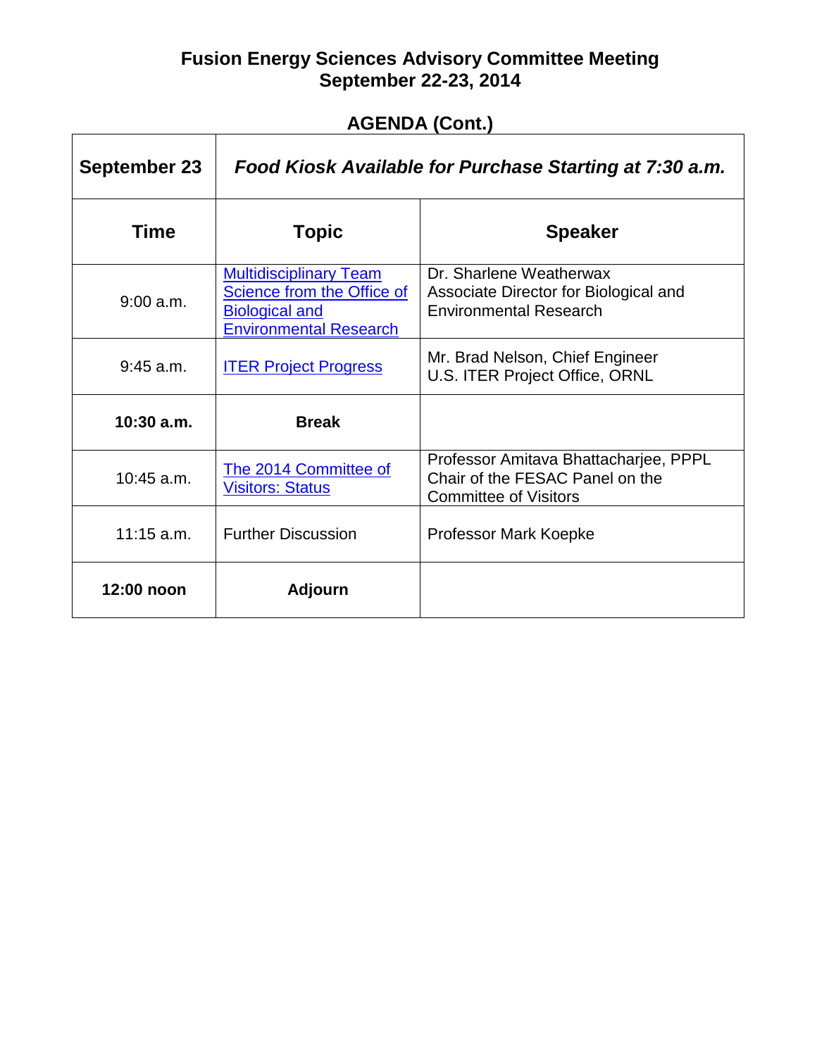**Fusion Energy Sciences Advisory Committee Meeting**
**September 22-23, 2014**

**AGENDA (Cont.)**

| **September 23** | ***Food Kiosk Available for Purchase Starting at 7:30 a.m.*** | |
|---|---|---|
| **Time** | **Topic** | **Speaker** |
| 9:00 a.m. | Multidisciplinary Team Science from the Office of Biological and Environmental Research | Dr. Sharlene Weatherwax<br>Associate Director for Biological and Environmental Research |
| 9:45 a.m. | ITER Project Progress | Mr. Brad Nelson, Chief Engineer<br>U.S. ITER Project Office, ORNL |
| **10:30 a.m.** | **Break** | |
| 10:45 a.m. | The 2014 Committee of Visitors: Status | Professor Amitava Bhattacharjee, PPPL<br>Chair of the FESAC Panel on the Committee of Visitors |
| 11:15 a.m. | Further Discussion | Professor Mark Koepke |
| **12:00 noon** | **Adjourn** | |